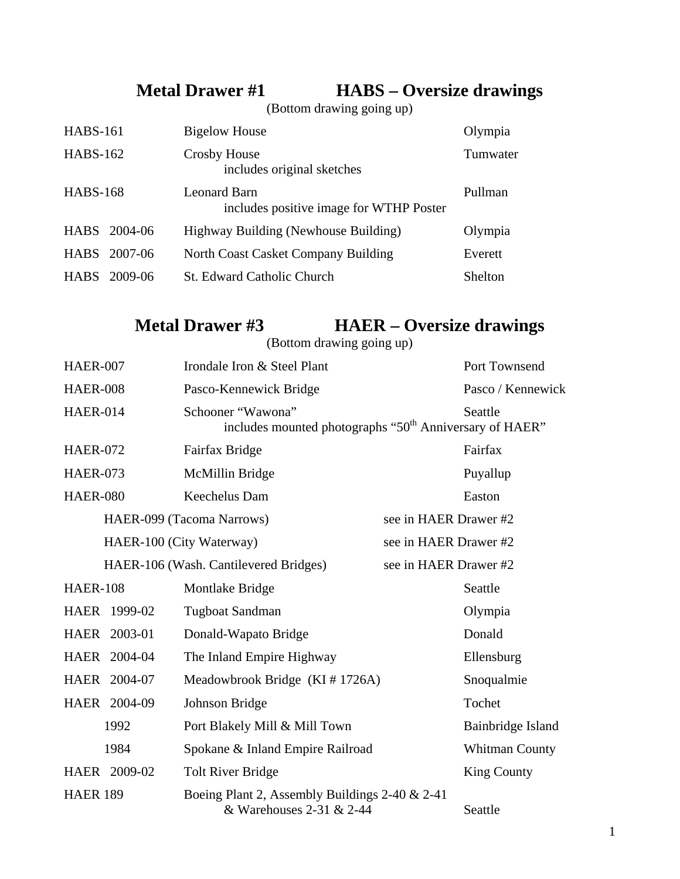## Metal Drawer #1 HABS – Oversize drawings

(Bottom drawing going up)

| | | |
|---|---|---|
| HABS-161 | Bigelow House | Olympia |
| HABS-162 | Crosby House<br>includes original sketches | Tumwater |
| HABS-168 | Leonard Barn<br>includes positive image for WTHP Poster | Pullman |
| HABS 2004-06 | Highway Building (Newhouse Building) | Olympia |
| HABS 2007-06 | North Coast Casket Company Building | Everett |
| HABS 2009-06 | St. Edward Catholic Church | Shelton |

## Metal Drawer #3 HAER – Oversize drawings

(Bottom drawing going up)

| | | |
|---|---|---|
| HAER-007 | Irondale Iron & Steel Plant | Port Townsend |
| HAER-008 | Pasco-Kennewick Bridge | Pasco / Kennewick |
| HAER-014 | Schooner "Wawona"<br>includes mounted photographs "50th Anniversary of HAER" | Seattle |
| HAER-072 | Fairfax Bridge | Fairfax |
| HAER-073 | McMillin Bridge | Puyallup |
| HAER-080 | Keechelus Dam | Easton |
| HAER-099 (Tacoma Narrows) | see in HAER Drawer #2 | |
| HAER-100 (City Waterway) | see in HAER Drawer #2 | |
| HAER-106 (Wash. Cantilevered Bridges) | see in HAER Drawer #2 | |
| HAER-108 | Montlake Bridge | Seattle |
| HAER 1999-02 | Tugboat Sandman | Olympia |
| HAER 2003-01 | Donald-Wapato Bridge | Donald |
| HAER 2004-04 | The Inland Empire Highway | Ellensburg |
| HAER 2004-07 | Meadowbrook Bridge (KI # 1726A) | Snoqualmie |
| HAER 2004-09 | Johnson Bridge | Tochet |
| 1992 | Port Blakely Mill & Mill Town | Bainbridge Island |
| 1984 | Spokane & Inland Empire Railroad | Whitman County |
| HAER 2009-02 | Tolt River Bridge | King County |
| HAER 189 | Boeing Plant 2, Assembly Buildings 2-40 & 2-41<br>& Warehouses 2-31 & 2-44 | Seattle |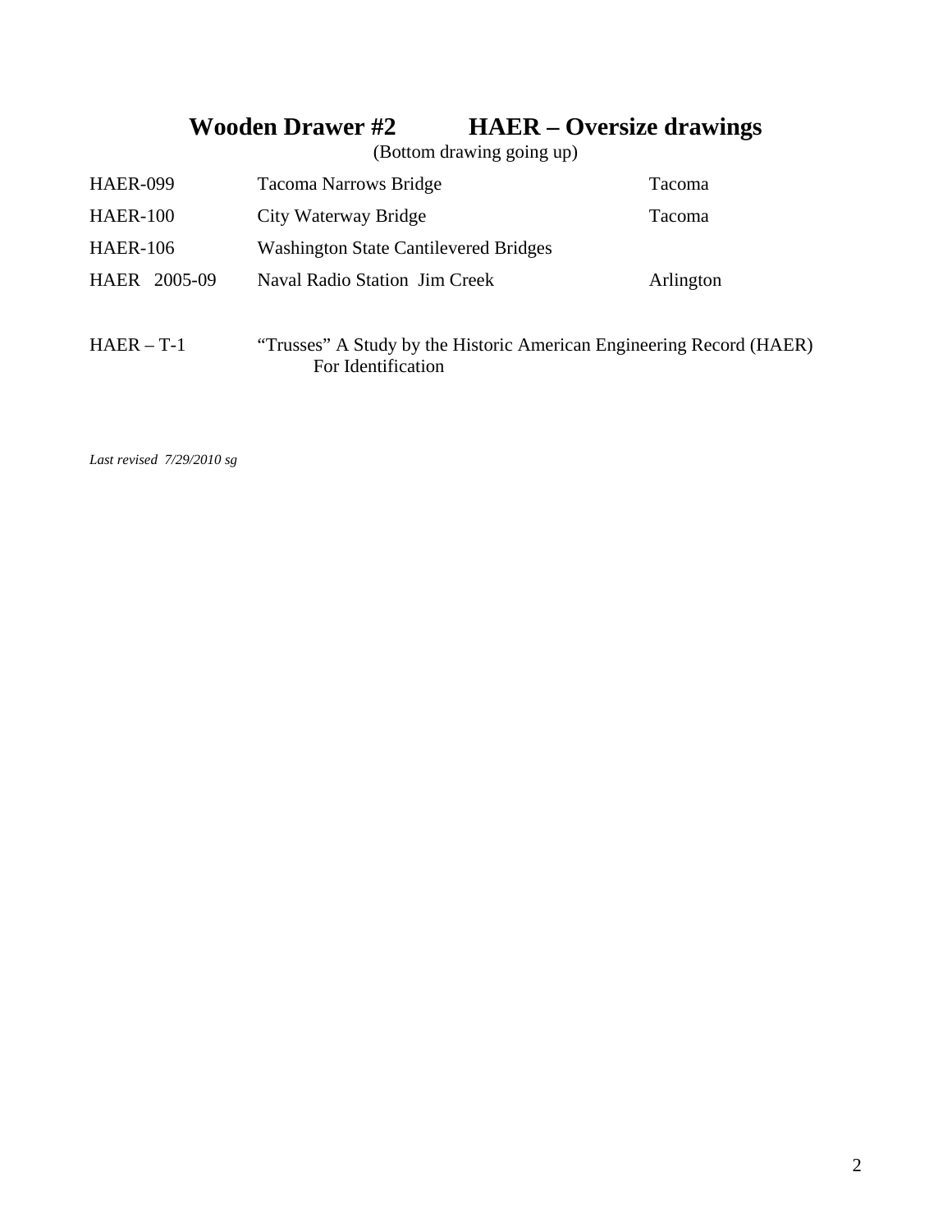# Wooden Drawer #2 HAER – Oversize drawings

(Bottom drawing going up)

| | | |
|---|---|---|
| HAER-099 | Tacoma Narrows Bridge | Tacoma |
| HAER-100 | City Waterway Bridge | Tacoma |
| HAER-106 | Washington State Cantilevered Bridges | |
| HAER 2005-09 | Naval Radio Station Jim Creek | Arlington |

HAER – T-1 "Trusses" A Study by the Historic American Engineering Record (HAER) For Identification

*Last revised 7/29/2010 sg*